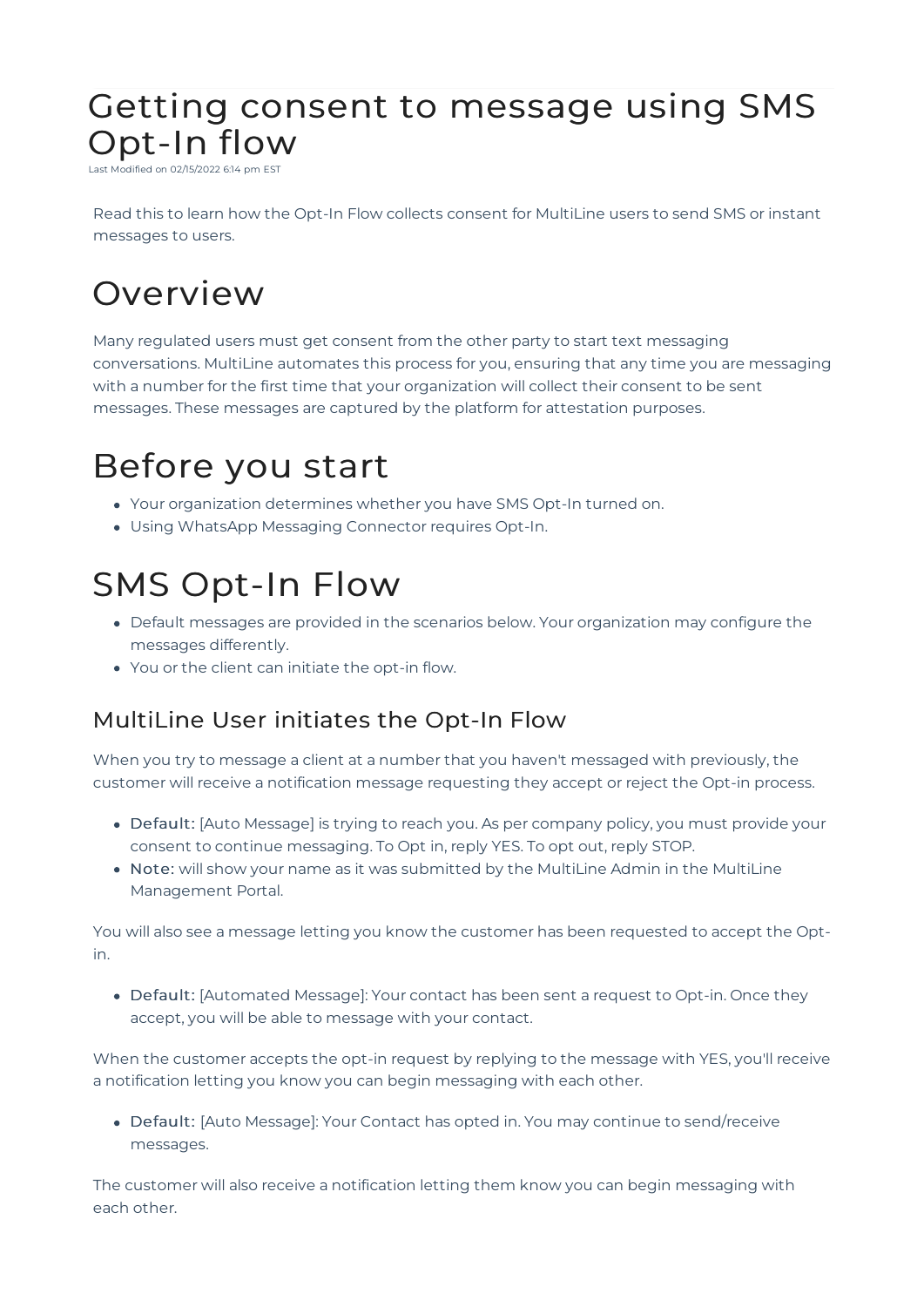# Getting consent to message using SMS Opt-In flow

Last Modified on 02/15/2022 6:14 pm EST

Read this to learn how the Opt-In Flow collects consent for MultiLine users to send SMS or instant messages to users.

# Overview

Many regulated users must get consent from the other party to start text messaging conversations. MultiLine automates this process for you, ensuring that any time you are messaging with a number for the first time that your organization will collect their consent to be sent messages. These messages are captured by the platform for attestation purposes.

# Before you start

- Your organization determines whether you have SMS Opt-In turned on.
- Using WhatsApp Messaging Connector requires Opt-In.

# SMS Opt-In Flow

- Default messages are provided in the scenarios below. Your organization may configure the messages differently.
- You or the client can initiate the opt-in flow.

## MultiLine User initiates the Opt-In Flow

When you try to message a client at a number that you haven't messaged with previously, the customer will receive a notification message requesting they accept or reject the Opt-in process.

- Default: [Auto Message] is trying to reach you. As per company policy, you must provide your consent to continue messaging. To Opt in, reply YES. To opt out, reply STOP.
- Note: will show your name as it was submitted by the MultiLine Admin in the MultiLine Management Portal.

You will also see a message letting you know the customer has been requested to accept the Opt-in.

- Default: [Automated Message]: Your contact has been sent a request to Opt-in. Once they accept, you will be able to message with your contact.

When the customer accepts the opt-in request by replying to the message with YES, you'll receive a notification letting you know you can begin messaging with each other.

- Default: [Auto Message]: Your Contact has opted in. You may continue to send/receive messages.

The customer will also receive a notification letting them know you can begin messaging with each other.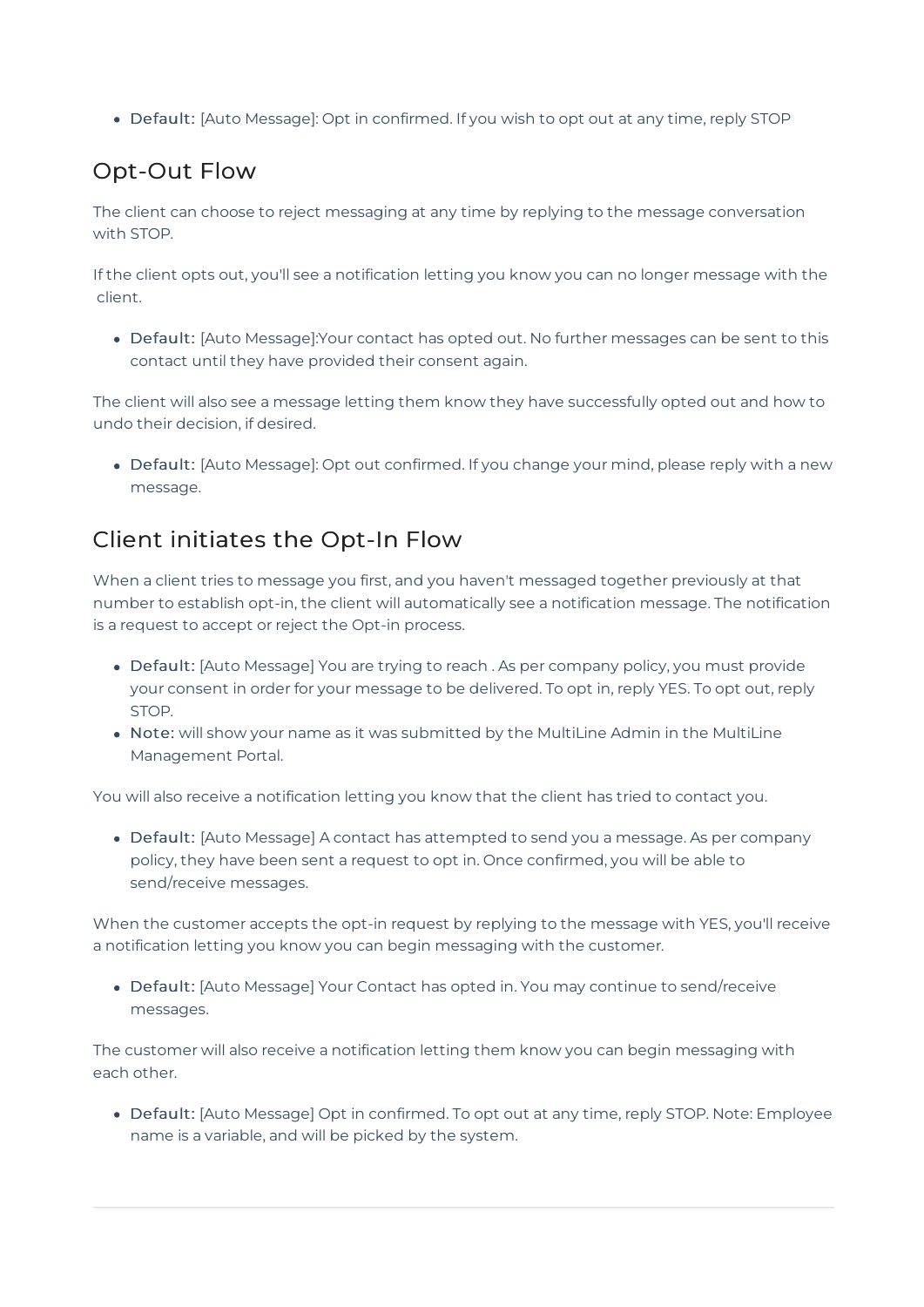- **Default:** [Auto Message]: Opt in confirmed. If you wish to opt out at any time, reply STOP

## Opt-Out Flow

The client can choose to reject messaging at any time by replying to the message conversation with STOP.

If the client opts out, you'll see a notification letting you know you can no longer message with the client.

- **Default:** [Auto Message]:Your contact has opted out. No further messages can be sent to this contact until they have provided their consent again.

The client will also see a message letting them know they have successfully opted out and how to undo their decision, if desired.

- **Default:** [Auto Message]: Opt out confirmed. If you change your mind, please reply with a new message.

## Client initiates the Opt-In Flow

When a client tries to message you first, and you haven't messaged together previously at that number to establish opt-in, the client will automatically see a notification message. The notification is a request to accept or reject the Opt-in process.

- **Default:** [Auto Message] You are trying to reach . As per company policy, you must provide your consent in order for your message to be delivered. To opt in, reply YES. To opt out, reply STOP.
- **Note:** will show your name as it was submitted by the MultiLine Admin in the MultiLine Management Portal.

You will also receive a notification letting you know that the client has tried to contact you.

- **Default:** [Auto Message] A contact has attempted to send you a message. As per company policy, they have been sent a request to opt in. Once confirmed, you will be able to send/receive messages.

When the customer accepts the opt-in request by replying to the message with YES, you'll receive a notification letting you know you can begin messaging with the customer.

- **Default:** [Auto Message] Your Contact has opted in. You may continue to send/receive messages.

The customer will also receive a notification letting them know you can begin messaging with each other.

- **Default:** [Auto Message] Opt in confirmed. To opt out at any time, reply STOP. Note: Employee name is a variable, and will be picked by the system.